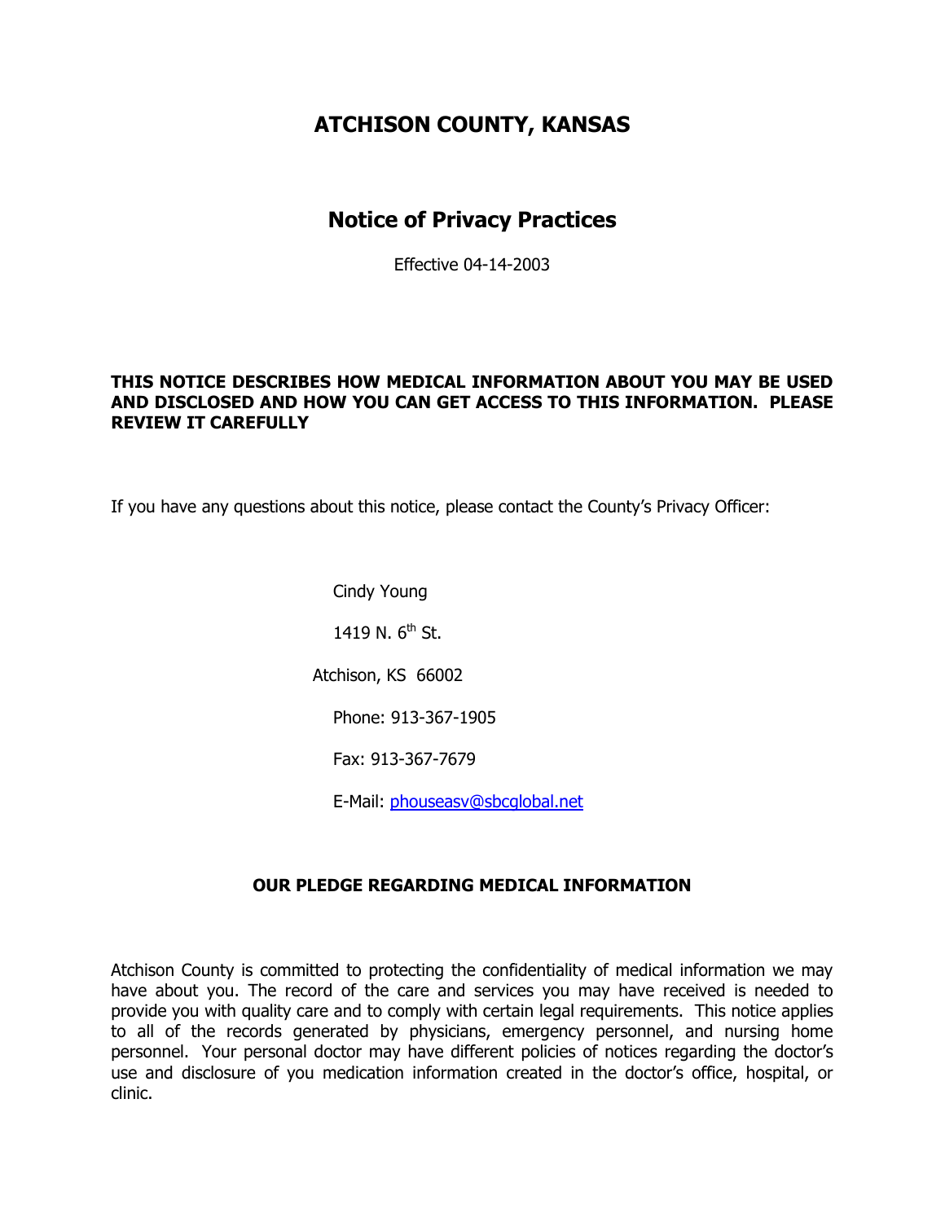# ATCHISON COUNTY, KANSAS

## Notice of Privacy Practices

Effective 04-14-2003

**THIS NOTICE DESCRIBES HOW MEDICAL INFORMATION ABOUT YOU MAY BE USED AND DISCLOSED AND HOW YOU CAN GET ACCESS TO THIS INFORMATION. PLEASE REVIEW IT CAREFULLY**

If you have any questions about this notice, please contact the County's Privacy Officer:

Cindy Young

1419 N. 6th St.

Atchison, KS 66002

Phone: 913-367-1905

Fax: 913-367-7679

E-Mail: phouseasv@sbcglobal.net

### OUR PLEDGE REGARDING MEDICAL INFORMATION

Atchison County is committed to protecting the confidentiality of medical information we may have about you. The record of the care and services you may have received is needed to provide you with quality care and to comply with certain legal requirements. This notice applies to all of the records generated by physicians, emergency personnel, and nursing home personnel. Your personal doctor may have different policies of notices regarding the doctor's use and disclosure of you medication information created in the doctor's office, hospital, or clinic.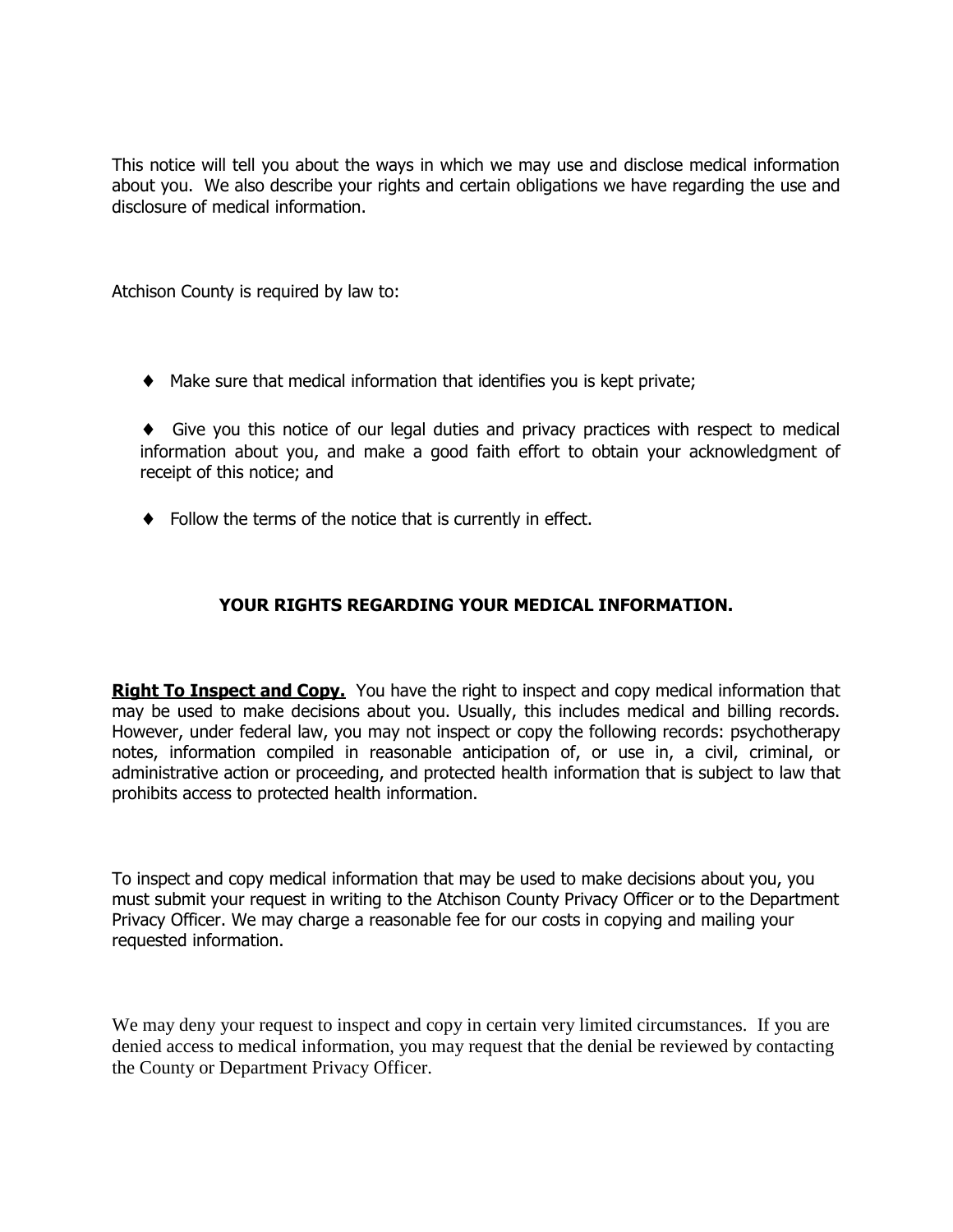This notice will tell you about the ways in which we may use and disclose medical information about you. We also describe your rights and certain obligations we have regarding the use and disclosure of medical information.

Atchison County is required by law to:

- Make sure that medical information that identifies you is kept private;
- Give you this notice of our legal duties and privacy practices with respect to medical information about you, and make a good faith effort to obtain your acknowledgment of receipt of this notice; and
- Follow the terms of the notice that is currently in effect.

## YOUR RIGHTS REGARDING YOUR MEDICAL INFORMATION.

**Right To Inspect and Copy.** You have the right to inspect and copy medical information that may be used to make decisions about you. Usually, this includes medical and billing records. However, under federal law, you may not inspect or copy the following records: psychotherapy notes, information compiled in reasonable anticipation of, or use in, a civil, criminal, or administrative action or proceeding, and protected health information that is subject to law that prohibits access to protected health information.

To inspect and copy medical information that may be used to make decisions about you, you must submit your request in writing to the Atchison County Privacy Officer or to the Department Privacy Officer. We may charge a reasonable fee for our costs in copying and mailing your requested information.

We may deny your request to inspect and copy in certain very limited circumstances. If you are denied access to medical information, you may request that the denial be reviewed by contacting the County or Department Privacy Officer.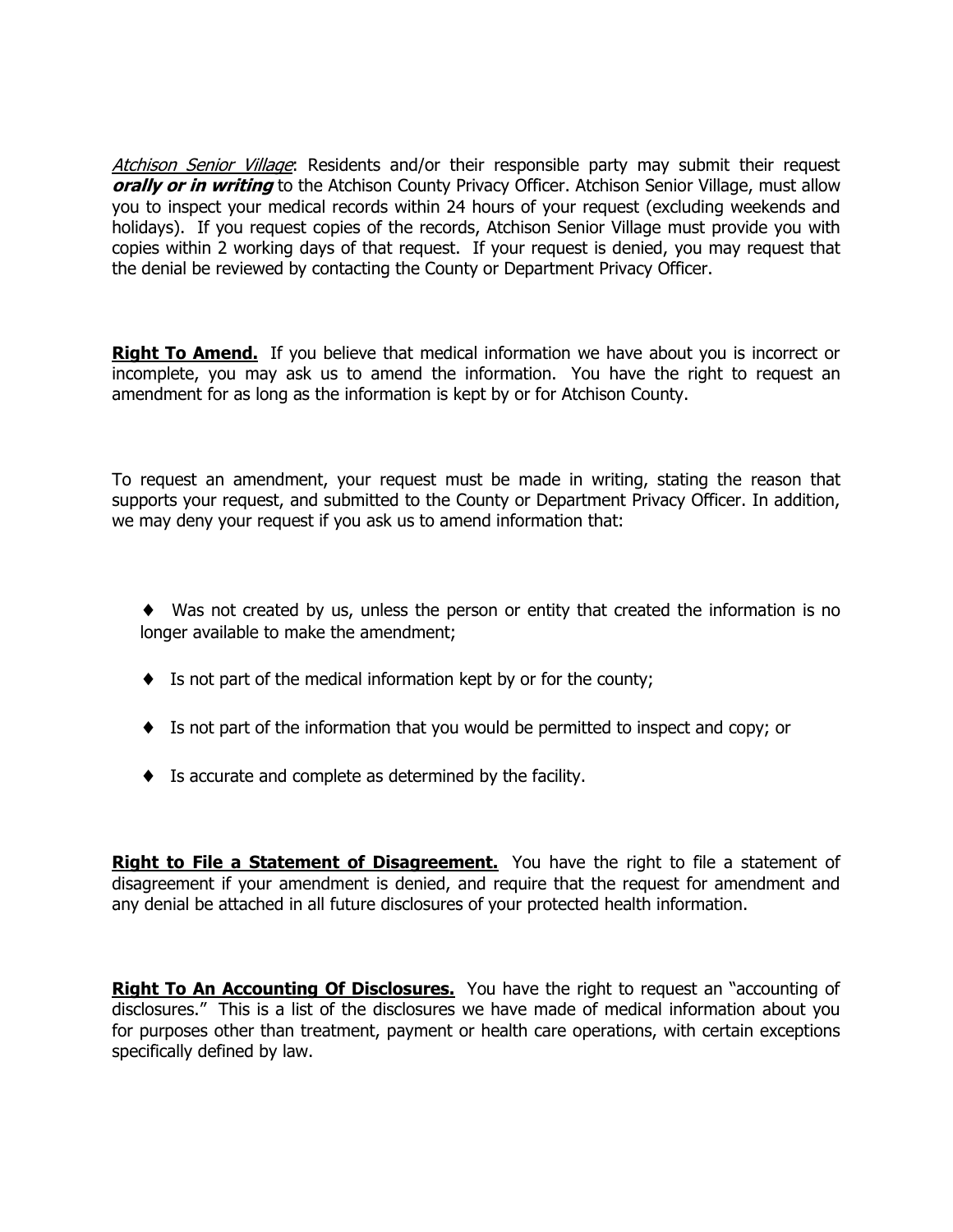*Atchison Senior Village*: Residents and/or their responsible party may submit their request ***orally or in writing*** to the Atchison County Privacy Officer. Atchison Senior Village, must allow you to inspect your medical records within 24 hours of your request (excluding weekends and holidays). If you request copies of the records, Atchison Senior Village must provide you with copies within 2 working days of that request. If your request is denied, you may request that the denial be reviewed by contacting the County or Department Privacy Officer.

**Right To Amend.** If you believe that medical information we have about you is incorrect or incomplete, you may ask us to amend the information. You have the right to request an amendment for as long as the information is kept by or for Atchison County.

To request an amendment, your request must be made in writing, stating the reason that supports your request, and submitted to the County or Department Privacy Officer. In addition, we may deny your request if you ask us to amend information that:

- Was not created by us, unless the person or entity that created the information is no longer available to make the amendment;
- Is not part of the medical information kept by or for the county;
- Is not part of the information that you would be permitted to inspect and copy; or
- Is accurate and complete as determined by the facility.

**Right to File a Statement of Disagreement.** You have the right to file a statement of disagreement if your amendment is denied, and require that the request for amendment and any denial be attached in all future disclosures of your protected health information.

**Right To An Accounting Of Disclosures.** You have the right to request an "accounting of disclosures." This is a list of the disclosures we have made of medical information about you for purposes other than treatment, payment or health care operations, with certain exceptions specifically defined by law.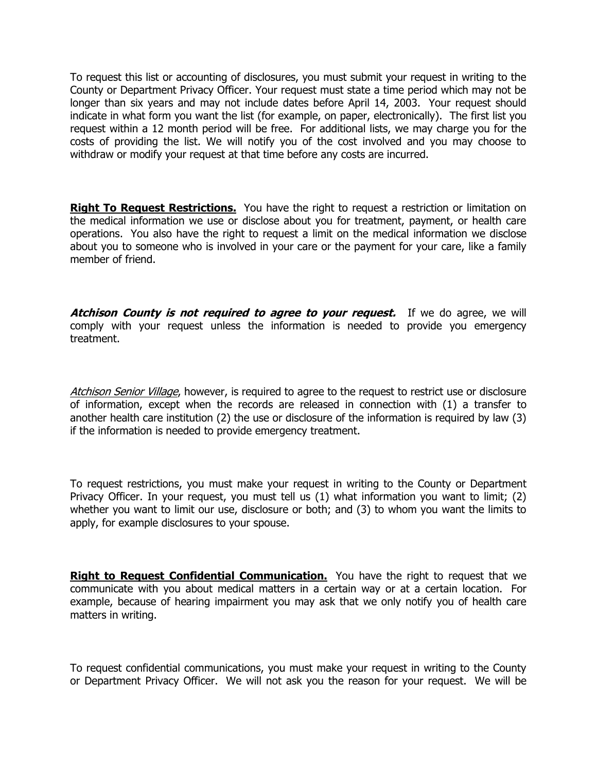To request this list or accounting of disclosures, you must submit your request in writing to the County or Department Privacy Officer. Your request must state a time period which may not be longer than six years and may not include dates before April 14, 2003. Your request should indicate in what form you want the list (for example, on paper, electronically). The first list you request within a 12 month period will be free. For additional lists, we may charge you for the costs of providing the list. We will notify you of the cost involved and you may choose to withdraw or modify your request at that time before any costs are incurred.

**Right To Request Restrictions.** You have the right to request a restriction or limitation on the medical information we use or disclose about you for treatment, payment, or health care operations. You also have the right to request a limit on the medical information we disclose about you to someone who is involved in your care or the payment for your care, like a family member of friend.

***Atchison County is not required to agree to your request.*** If we do agree, we will comply with your request unless the information is needed to provide you emergency treatment.

*Atchison Senior Village*, however, is required to agree to the request to restrict use or disclosure of information, except when the records are released in connection with (1) a transfer to another health care institution (2) the use or disclosure of the information is required by law (3) if the information is needed to provide emergency treatment.

To request restrictions, you must make your request in writing to the County or Department Privacy Officer. In your request, you must tell us (1) what information you want to limit; (2) whether you want to limit our use, disclosure or both; and (3) to whom you want the limits to apply, for example disclosures to your spouse.

**Right to Request Confidential Communication.** You have the right to request that we communicate with you about medical matters in a certain way or at a certain location. For example, because of hearing impairment you may ask that we only notify you of health care matters in writing.

To request confidential communications, you must make your request in writing to the County or Department Privacy Officer. We will not ask you the reason for your request. We will be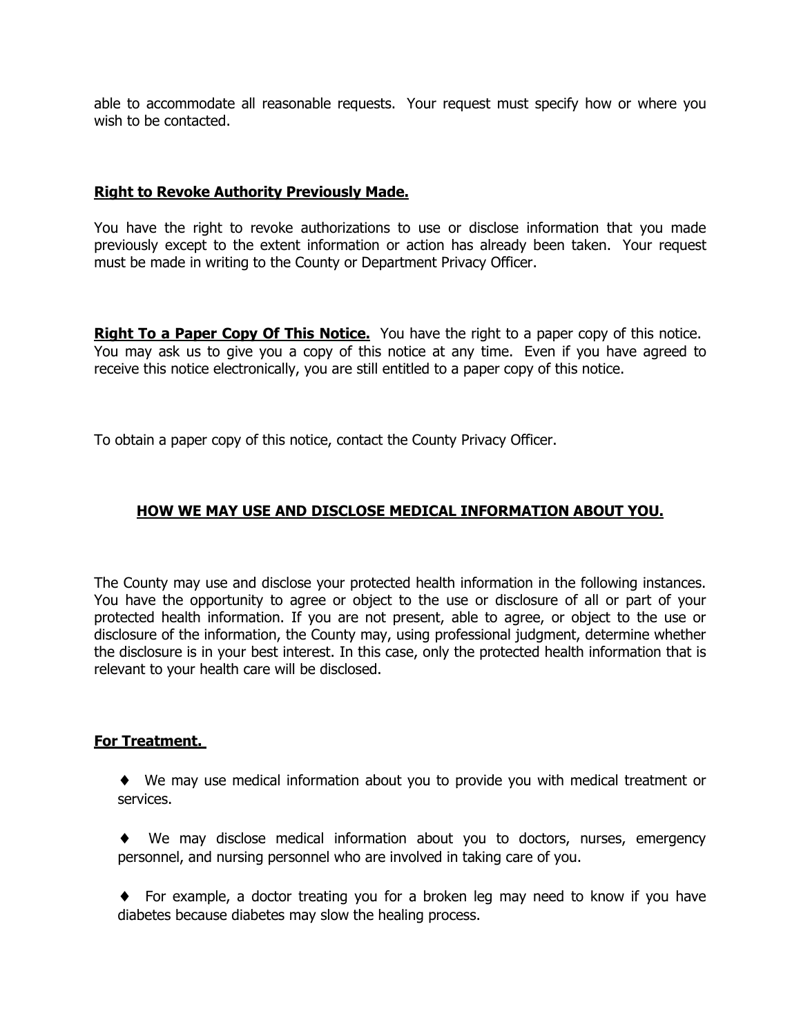able to accommodate all reasonable requests. Your request must specify how or where you wish to be contacted.

**Right to Revoke Authority Previously Made.**

You have the right to revoke authorizations to use or disclose information that you made previously except to the extent information or action has already been taken. Your request must be made in writing to the County or Department Privacy Officer.

**Right To a Paper Copy Of This Notice.** You have the right to a paper copy of this notice. You may ask us to give you a copy of this notice at any time. Even if you have agreed to receive this notice electronically, you are still entitled to a paper copy of this notice.

To obtain a paper copy of this notice, contact the County Privacy Officer.

## HOW WE MAY USE AND DISCLOSE MEDICAL INFORMATION ABOUT YOU.

The County may use and disclose your protected health information in the following instances. You have the opportunity to agree or object to the use or disclosure of all or part of your protected health information. If you are not present, able to agree, or object to the use or disclosure of the information, the County may, using professional judgment, determine whether the disclosure is in your best interest. In this case, only the protected health information that is relevant to your health care will be disclosed.

**For Treatment.**

- ♦ We may use medical information about you to provide you with medical treatment or services.
- ♦ We may disclose medical information about you to doctors, nurses, emergency personnel, and nursing personnel who are involved in taking care of you.
- ♦ For example, a doctor treating you for a broken leg may need to know if you have diabetes because diabetes may slow the healing process.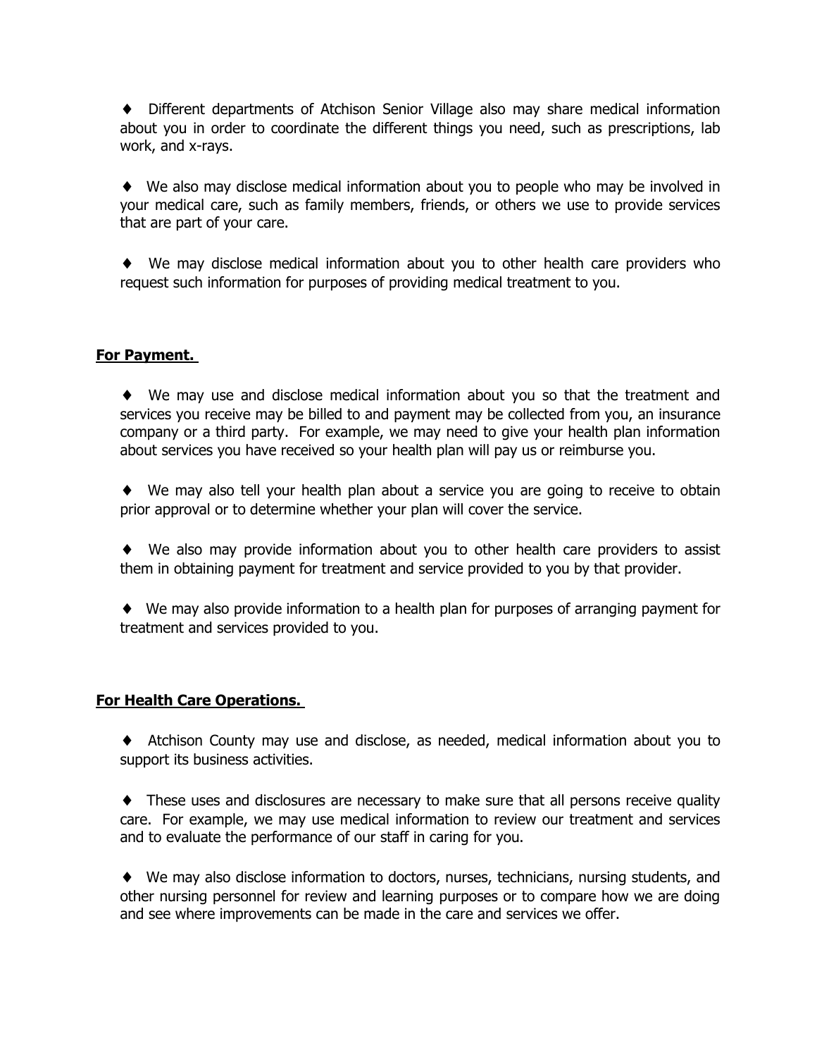♦ Different departments of Atchison Senior Village also may share medical information about you in order to coordinate the different things you need, such as prescriptions, lab work, and x-rays.

♦ We also may disclose medical information about you to people who may be involved in your medical care, such as family members, friends, or others we use to provide services that are part of your care.

♦ We may disclose medical information about you to other health care providers who request such information for purposes of providing medical treatment to you.

**For Payment.**

♦ We may use and disclose medical information about you so that the treatment and services you receive may be billed to and payment may be collected from you, an insurance company or a third party. For example, we may need to give your health plan information about services you have received so your health plan will pay us or reimburse you.

♦ We may also tell your health plan about a service you are going to receive to obtain prior approval or to determine whether your plan will cover the service.

♦ We also may provide information about you to other health care providers to assist them in obtaining payment for treatment and service provided to you by that provider.

♦ We may also provide information to a health plan for purposes of arranging payment for treatment and services provided to you.

**For Health Care Operations.**

♦ Atchison County may use and disclose, as needed, medical information about you to support its business activities.

♦ These uses and disclosures are necessary to make sure that all persons receive quality care. For example, we may use medical information to review our treatment and services and to evaluate the performance of our staff in caring for you.

♦ We may also disclose information to doctors, nurses, technicians, nursing students, and other nursing personnel for review and learning purposes or to compare how we are doing and see where improvements can be made in the care and services we offer.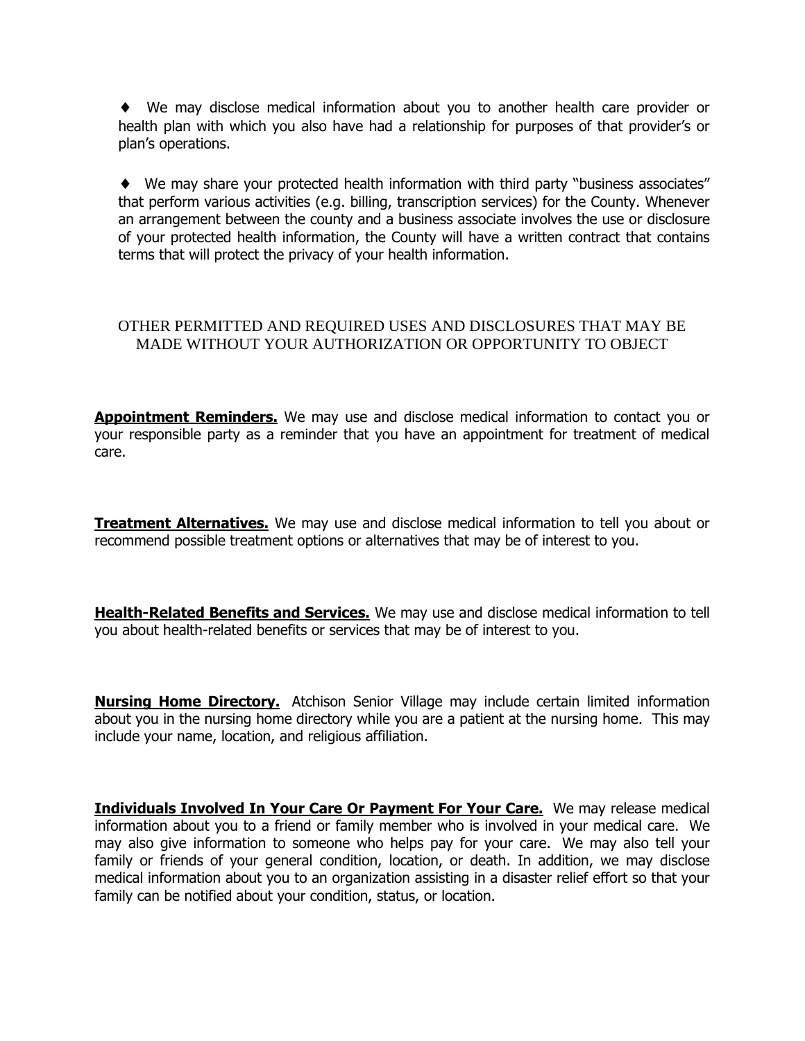♦ We may disclose medical information about you to another health care provider or health plan with which you also have had a relationship for purposes of that provider's or plan's operations.

♦ We may share your protected health information with third party "business associates" that perform various activities (e.g. billing, transcription services) for the County. Whenever an arrangement between the county and a business associate involves the use or disclosure of your protected health information, the County will have a written contract that contains terms that will protect the privacy of your health information.

## OTHER PERMITTED AND REQUIRED USES AND DISCLOSURES THAT MAY BE MADE WITHOUT YOUR AUTHORIZATION OR OPPORTUNITY TO OBJECT

**Appointment Reminders.** We may use and disclose medical information to contact you or your responsible party as a reminder that you have an appointment for treatment of medical care.

**Treatment Alternatives.** We may use and disclose medical information to tell you about or recommend possible treatment options or alternatives that may be of interest to you.

**Health-Related Benefits and Services.** We may use and disclose medical information to tell you about health-related benefits or services that may be of interest to you.

**Nursing Home Directory.** Atchison Senior Village may include certain limited information about you in the nursing home directory while you are a patient at the nursing home. This may include your name, location, and religious affiliation.

**Individuals Involved In Your Care Or Payment For Your Care.** We may release medical information about you to a friend or family member who is involved in your medical care. We may also give information to someone who helps pay for your care. We may also tell your family or friends of your general condition, location, or death. In addition, we may disclose medical information about you to an organization assisting in a disaster relief effort so that your family can be notified about your condition, status, or location.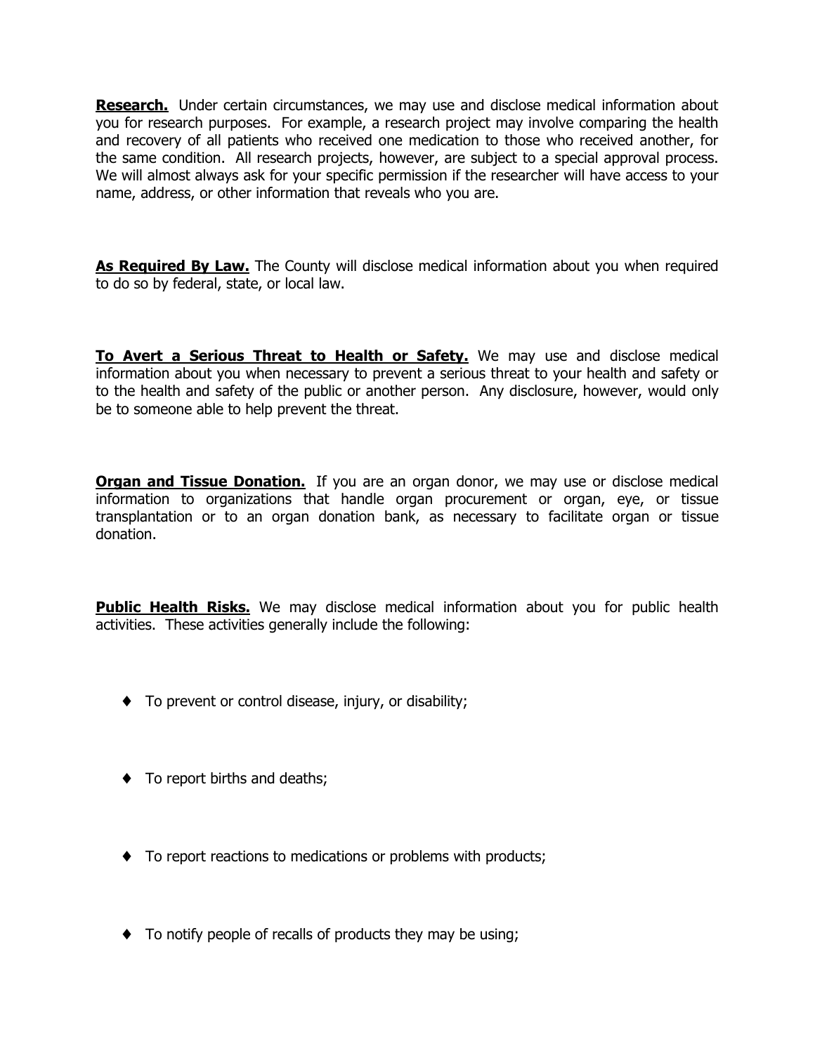**Research.** Under certain circumstances, we may use and disclose medical information about you for research purposes. For example, a research project may involve comparing the health and recovery of all patients who received one medication to those who received another, for the same condition. All research projects, however, are subject to a special approval process. We will almost always ask for your specific permission if the researcher will have access to your name, address, or other information that reveals who you are.

**As Required By Law.** The County will disclose medical information about you when required to do so by federal, state, or local law.

**To Avert a Serious Threat to Health or Safety.** We may use and disclose medical information about you when necessary to prevent a serious threat to your health and safety or to the health and safety of the public or another person. Any disclosure, however, would only be to someone able to help prevent the threat.

**Organ and Tissue Donation.** If you are an organ donor, we may use or disclose medical information to organizations that handle organ procurement or organ, eye, or tissue transplantation or to an organ donation bank, as necessary to facilitate organ or tissue donation.

**Public Health Risks.** We may disclose medical information about you for public health activities. These activities generally include the following:

- To prevent or control disease, injury, or disability;
- To report births and deaths;
- To report reactions to medications or problems with products;
- To notify people of recalls of products they may be using;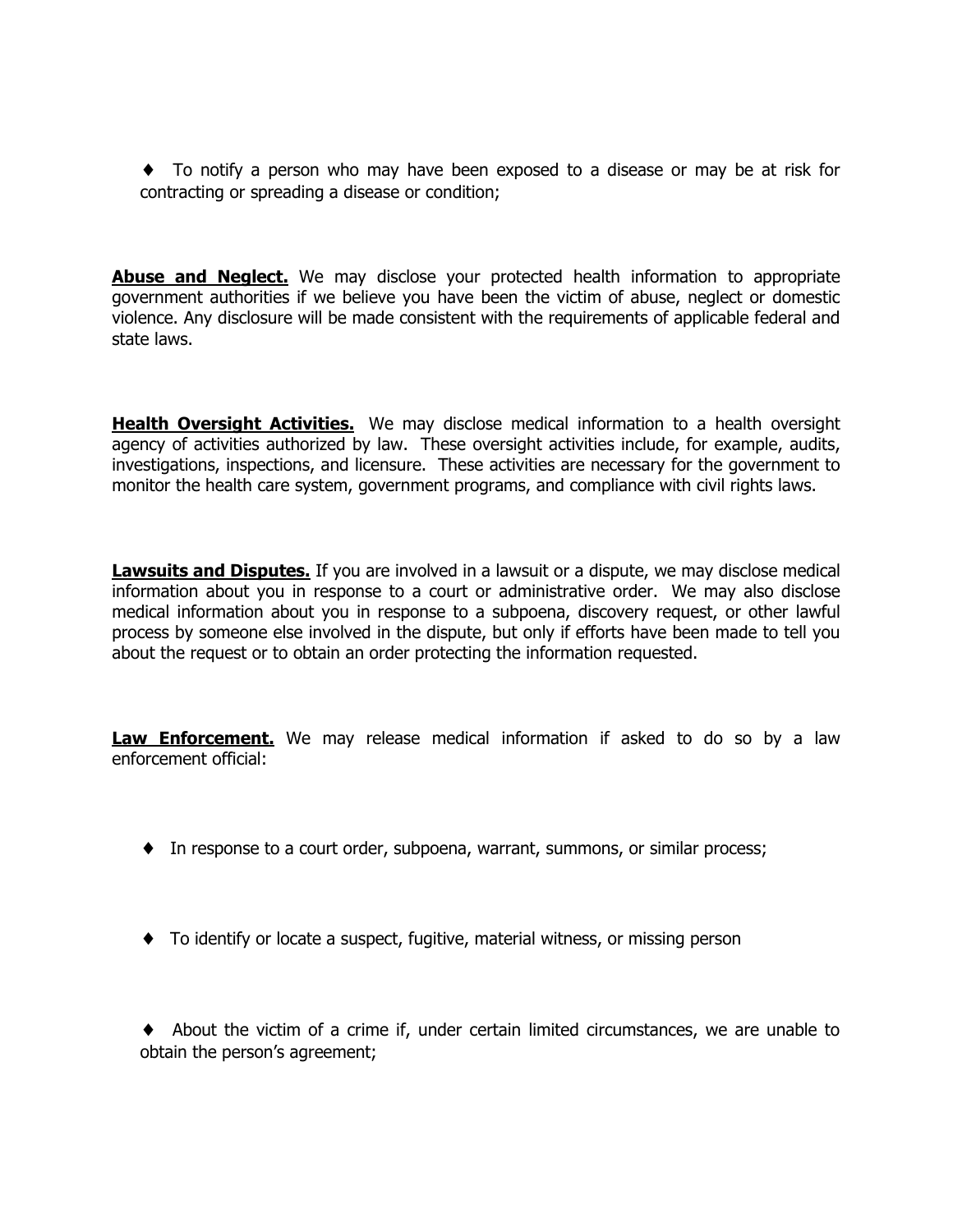- To notify a person who may have been exposed to a disease or may be at risk for contracting or spreading a disease or condition;

**Abuse and Neglect.** We may disclose your protected health information to appropriate government authorities if we believe you have been the victim of abuse, neglect or domestic violence. Any disclosure will be made consistent with the requirements of applicable federal and state laws.

**Health Oversight Activities.** We may disclose medical information to a health oversight agency of activities authorized by law. These oversight activities include, for example, audits, investigations, inspections, and licensure. These activities are necessary for the government to monitor the health care system, government programs, and compliance with civil rights laws.

**Lawsuits and Disputes.** If you are involved in a lawsuit or a dispute, we may disclose medical information about you in response to a court or administrative order. We may also disclose medical information about you in response to a subpoena, discovery request, or other lawful process by someone else involved in the dispute, but only if efforts have been made to tell you about the request or to obtain an order protecting the information requested.

**Law Enforcement.** We may release medical information if asked to do so by a law enforcement official:

- In response to a court order, subpoena, warrant, summons, or similar process;
- To identify or locate a suspect, fugitive, material witness, or missing person
- About the victim of a crime if, under certain limited circumstances, we are unable to obtain the person's agreement;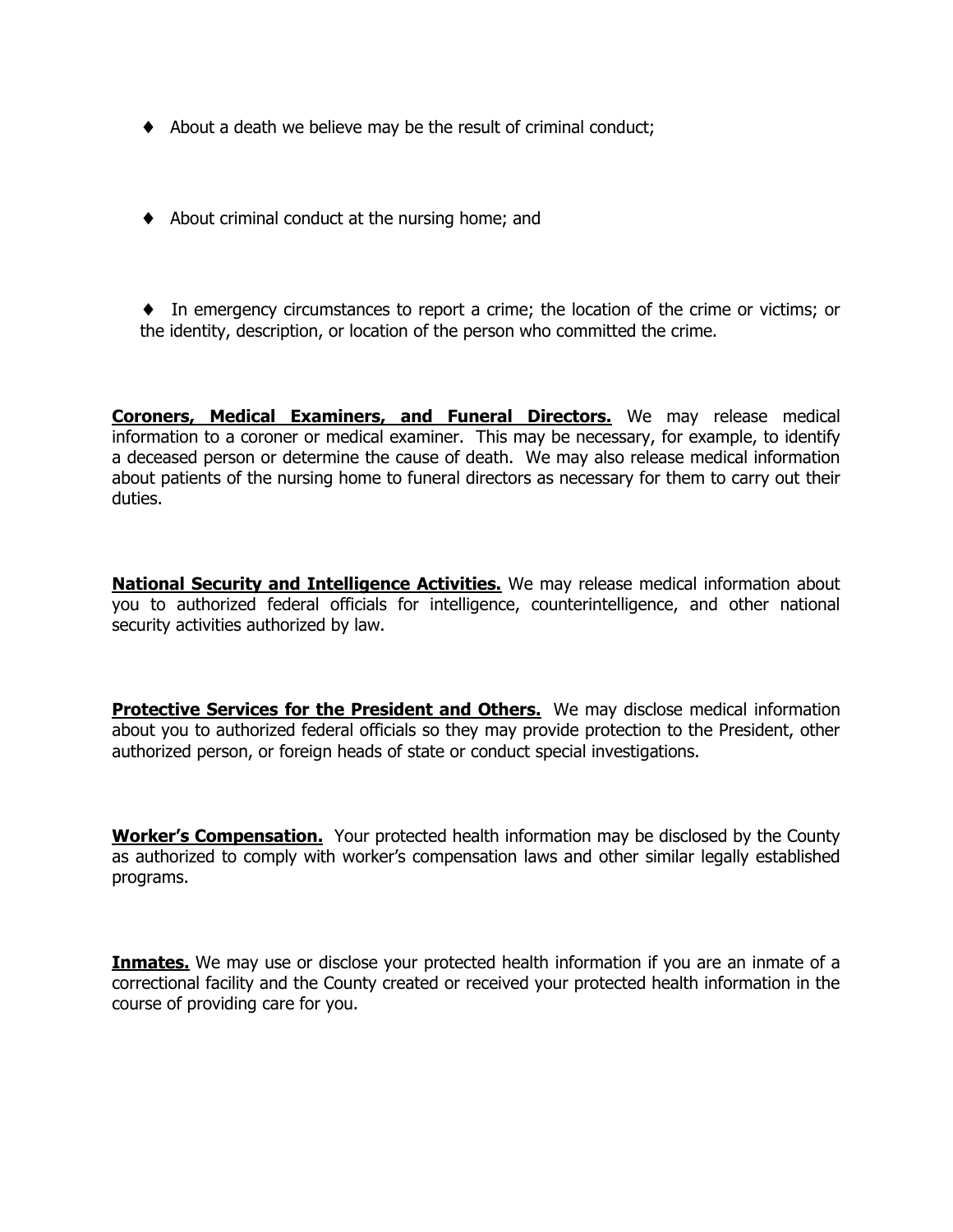- About a death we believe may be the result of criminal conduct;
- About criminal conduct at the nursing home; and
- In emergency circumstances to report a crime; the location of the crime or victims; or the identity, description, or location of the person who committed the crime.

**Coroners, Medical Examiners, and Funeral Directors.** We may release medical information to a coroner or medical examiner. This may be necessary, for example, to identify a deceased person or determine the cause of death. We may also release medical information about patients of the nursing home to funeral directors as necessary for them to carry out their duties.

**National Security and Intelligence Activities.** We may release medical information about you to authorized federal officials for intelligence, counterintelligence, and other national security activities authorized by law.

**Protective Services for the President and Others.** We may disclose medical information about you to authorized federal officials so they may provide protection to the President, other authorized person, or foreign heads of state or conduct special investigations.

**Worker's Compensation.** Your protected health information may be disclosed by the County as authorized to comply with worker's compensation laws and other similar legally established programs.

**Inmates.** We may use or disclose your protected health information if you are an inmate of a correctional facility and the County created or received your protected health information in the course of providing care for you.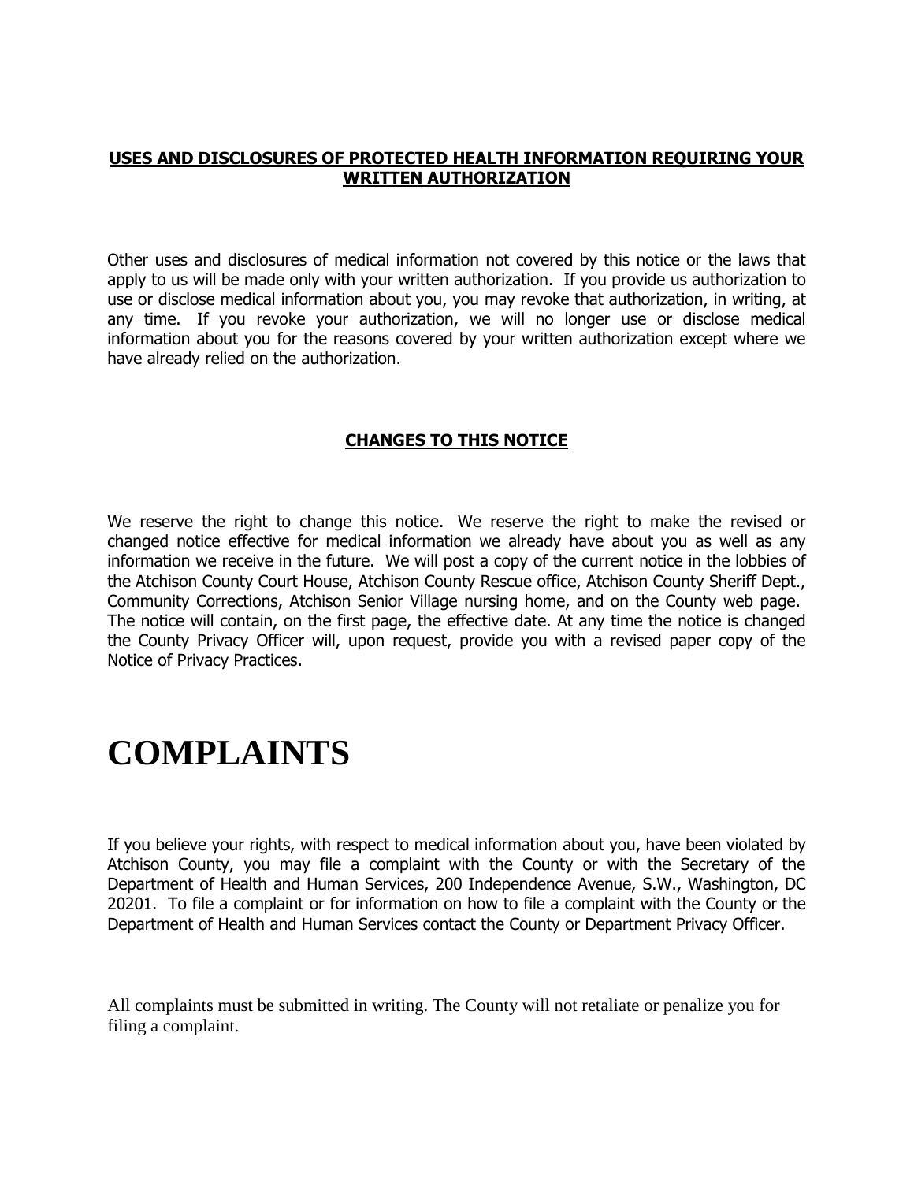## **USES AND DISCLOSURES OF PROTECTED HEALTH INFORMATION REQUIRING YOUR WRITTEN AUTHORIZATION**

Other uses and disclosures of medical information not covered by this notice or the laws that apply to us will be made only with your written authorization. If you provide us authorization to use or disclose medical information about you, you may revoke that authorization, in writing, at any time. If you revoke your authorization, we will no longer use or disclose medical information about you for the reasons covered by your written authorization except where we have already relied on the authorization.

## **CHANGES TO THIS NOTICE**

We reserve the right to change this notice. We reserve the right to make the revised or changed notice effective for medical information we already have about you as well as any information we receive in the future. We will post a copy of the current notice in the lobbies of the Atchison County Court House, Atchison County Rescue office, Atchison County Sheriff Dept., Community Corrections, Atchison Senior Village nursing home, and on the County web page. The notice will contain, on the first page, the effective date. At any time the notice is changed the County Privacy Officer will, upon request, provide you with a revised paper copy of the Notice of Privacy Practices.

# COMPLAINTS

If you believe your rights, with respect to medical information about you, have been violated by Atchison County, you may file a complaint with the County or with the Secretary of the Department of Health and Human Services, 200 Independence Avenue, S.W., Washington, DC 20201. To file a complaint or for information on how to file a complaint with the County or the Department of Health and Human Services contact the County or Department Privacy Officer.

All complaints must be submitted in writing. The County will not retaliate or penalize you for filing a complaint.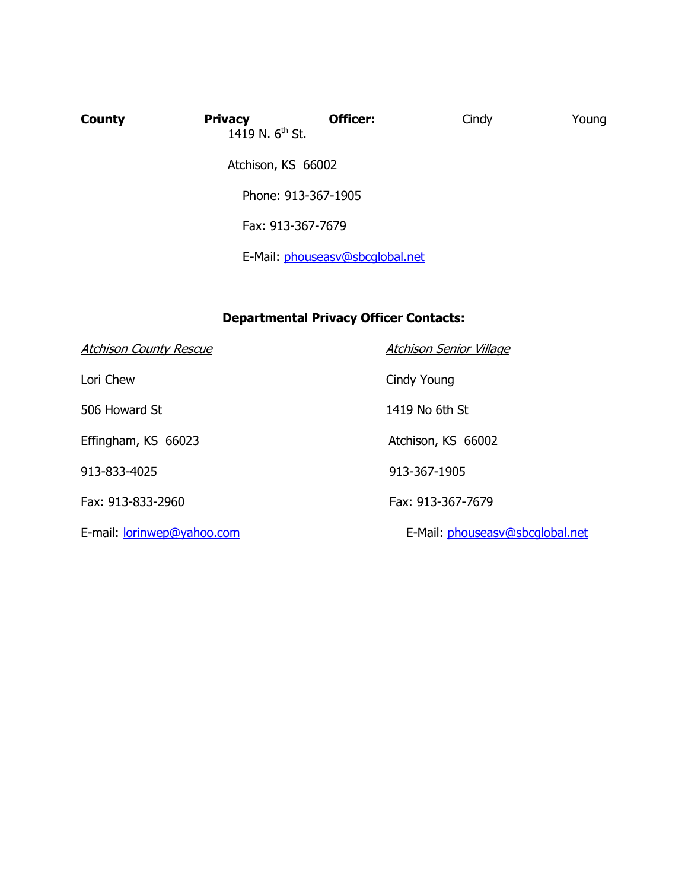**County Privacy Officer:** Cindy Young

1419 N. 6th St.

Atchison, KS 66002

Phone: 913-367-1905

Fax: 913-367-7679

E-Mail: phouseasv@sbcglobal.net

**Departmental Privacy Officer Contacts:**

*Atchison County Rescue*

Lori Chew

506 Howard St

Effingham, KS 66023

913-833-4025

Fax: 913-833-2960

E-mail: lorinwep@yahoo.com

*Atchison Senior Village*

Cindy Young

1419 No 6th St

Atchison, KS 66002

913-367-1905

Fax: 913-367-7679

E-Mail: phouseasv@sbcglobal.net